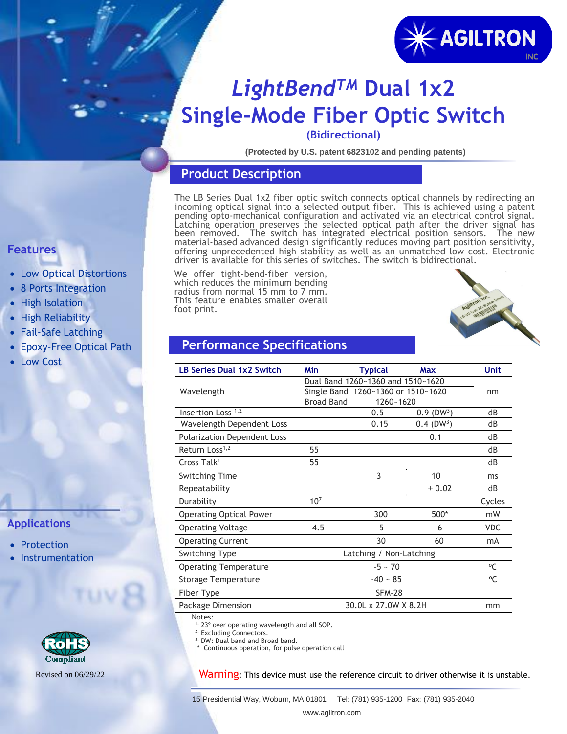# *LightBend™* Dual 1x2 Single-Mode Fiber Optic Switch

**(Bidirectional)**

**(Protected by U.S. patent 6823102 and pending patents)**

## Product Description

The LB Series Dual 1x2 fiber optic switch connects optical channels by redirecting an incoming optical signal into a selected output fiber. This is achieved using a patent pending opto-mechanical configuration and activated via an electrical control signal. Latching operation preserves the selected optical path after the driver signal has been removed. The switch has integrated electrical position sensors. The new material-based advanced design significantly reduces moving part position sensitivity, offering unprecedented high stability as well as an unmatched low cost. Electronic driver is available for this series of switches. The switch is bidirectional.

We offer tight-bend-fiber version, which reduces the minimum bending radius from normal 15 mm to 7 mm. This feature enables smaller overall foot print.

## Features

- Low Optical Distortions
- 8 Ports Integration
- High Isolation
- High Reliability
- Fail-Safe Latching
- Epoxy-Free Optical Path
- Low Cost

## Applications

- Protection
- Instrumentation

RoHS Compliant

Revised on 06/29/22

## Performance Specifications

| LB Series Dual 1x2 Switch | Min | Typical | Max | Unit |
|---|---|---|---|---|
| Wavelength | Dual Band 1260~1360 and 1510~1620<br>Single Band 1260~1360 or 1510~1620<br>Broad Band 1260~1620 | | | nm |
| Insertion Loss [1,2] | | 0.5 | 0.9 (DW[3]) | dB |
| Wavelength Dependent Loss | | 0.15 | 0.4 (DW[3]) | dB |
| Polarization Dependent Loss | | | 0.1 | dB |
| Return Loss[1,2] | 55 | | | dB |
| Cross Talk[1] | 55 | | | dB |
| Switching Time | | 3 | 10 | ms |
| Repeatability | | | ± 0.02 | dB |
| Durability | $10^7$ | | | Cycles |
| Operating Optical Power | | 300 | 500* | mW |
| Operating Voltage | 4.5 | 5 | 6 | VDC |
| Operating Current | | 30 | 60 | mA |
| Switching Type | Latching / Non-Latching | | | |
| Operating Temperature | -5 ~ 70 | | | °C |
| Storage Temperature | -40 ~ 85 | | | °C |
| Fiber Type | SFM-28 | | | |
| Package Dimension | 30.0L x 27.0W X 8.2H | | | mm |

Notes:

1. 23° over operating wavelength and all SOP.
2. Excluding Connectors.
3. DW: Dual band and Broad band.

\* Continuous operation, for pulse operation call

**Warning**: This device must use the reference circuit to driver otherwise it is unstable.

15 Presidential Way, Woburn, MA 01801 Tel: (781) 935-1200 Fax: (781) 935-2040

www.agiltron.com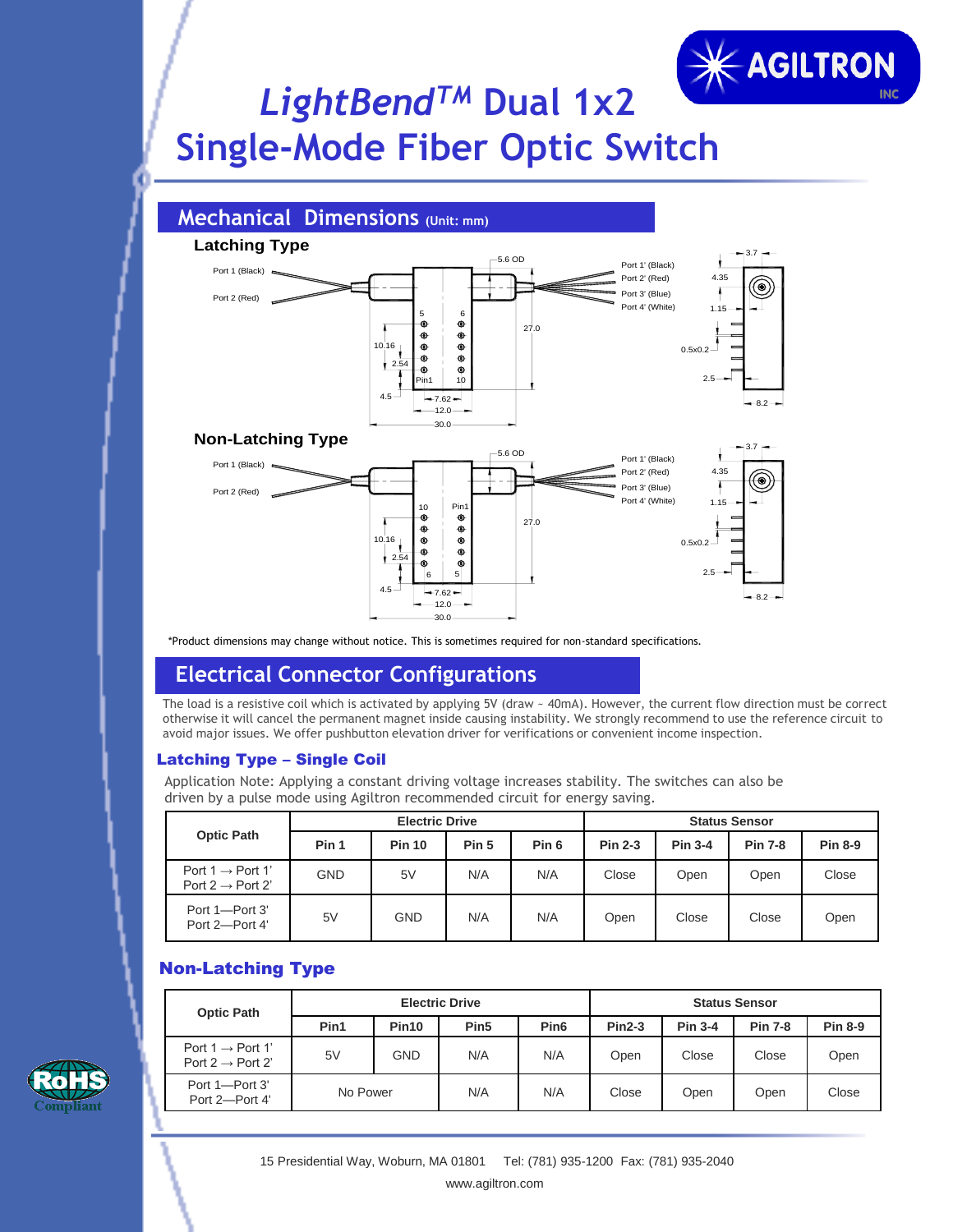# *LightBend™* Dual 1x2 Single-Mode Fiber Optic Switch

## Mechanical Dimensions (Unit: mm)

### Latching Type

Port 1 (Black)
Port 2 (Red)
5.6 OD
Port 1' (Black)
Port 2' (Red)
Port 3' (Blue)
Port 4' (White)
3.7
4.35
1.15
0.5x0.2
2.5
8.2
27.0
5
6
10.16
2.54
Pin1
10
4.5
7.62
12.0
30.0

### Non-Latching Type

Port 1 (Black)
Port 2 (Red)
5.6 OD
Port 1' (Black)
Port 2' (Red)
Port 3' (Blue)
Port 4' (White)
3.7
4.35
1.15
0.5x0.2
2.5
8.2
27.0
10
Pin1
10.16
2.54
6
5
4.5
7.62
12.0
30.0

*Product dimensions may change without notice. This is sometimes required for non-standard specifications.

## Electrical Connector Configurations

The load is a resistive coil which is activated by applying 5V (draw ~ 40mA). However, the current flow direction must be correct otherwise it will cancel the permanent magnet inside causing instability. We strongly recommend to use the reference circuit to avoid major issues. We offer pushbutton elevation driver for verifications or convenient income inspection.

### Latching Type – Single Coil

Application Note: Applying a constant driving voltage increases stability. The switches can also be driven by a pulse mode using Agiltron recommended circuit for energy saving.

| Optic Path | Electric Drive | | | | Status Sensor | | | |
|---|---|---|---|---|---|---|---|---|
| | Pin 1 | Pin 10 | Pin 5 | Pin 6 | Pin 2-3 | Pin 3-4 | Pin 7-8 | Pin 8-9 |
| Port 1 → Port 1'<br>Port 2 → Port 2' | GND | 5V | N/A | N/A | Close | Open | Open | Close |
| Port 1—Port 3'<br>Port 2—Port 4' | 5V | GND | N/A | N/A | Open | Close | Close | Open |

### Non-Latching Type

| Optic Path | Electric Drive | | | | Status Sensor | | | |
|---|---|---|---|---|---|---|---|---|
| | Pin1 | Pin10 | Pin5 | Pin6 | Pin2-3 | Pin 3-4 | Pin 7-8 | Pin 8-9 |
| Port 1 → Port 1'<br>Port 2 → Port 2' | 5V | GND | N/A | N/A | Open | Close | Close | Open |
| Port 1—Port 3'<br>Port 2—Port 4' | No Power | | N/A | N/A | Close | Open | Open | Close |

RoHS Compliant

15 Presidential Way, Woburn, MA 01801 Tel: (781) 935-1200 Fax: (781) 935-2040
www.agiltron.com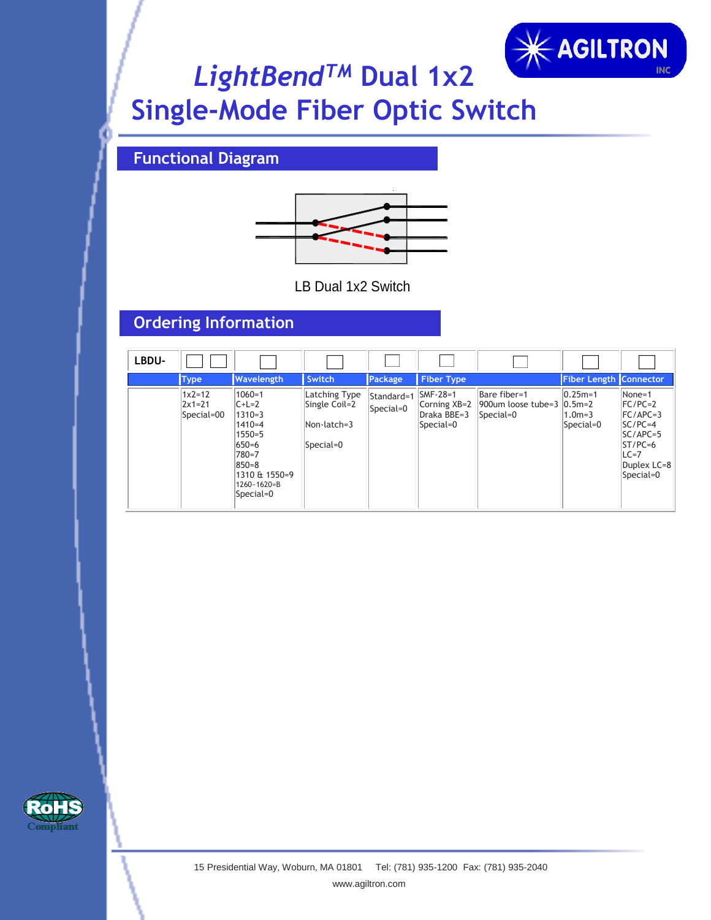# *LightBend™* Dual 1x2 Single-Mode Fiber Optic Switch

## Functional Diagram

LB Dual 1x2 Switch

## Ordering Information

| LBDU- | ☐☐ | ☐ | ☐ | ☐ | ☐ | ☐ | ☐ | ☐ |
|---|---|---|---|---|---|---|---|---|
| | **Type** | **Wavelength** | **Switch** | **Package** | **Fiber Type** | | **Fiber Length** | **Connector** |
| | 1x2=12<br>2x1=21<br>Special=00 | 1060=1<br>C+L=2<br>1310=3<br>1410=4<br>1550=5<br>650=6<br>780=7<br>850=8<br>1310 & 1550=9<br>1260-1620=B<br>Special=0 | Latching Type<br>Single Coil=2<br><br>Non-latch=3<br><br>Special=0 | Standard=1<br>Special=0 | SMF-28=1<br>Corning XB=2<br>Draka BBE=3<br>Special=0 | Bare fiber=1<br>900um loose tube=3<br>Special=0 | 0.25m=1<br>0.5m=2<br>1.0m=3<br>Special=0 | None=1<br>FC/PC=2<br>FC/APC=3<br>SC/PC=4<br>SC/APC=5<br>ST/PC=6<br>LC=7<br>Duplex LC=8<br>Special=0 |

15 Presidential Way, Woburn, MA 01801 Tel: (781) 935-1200 Fax: (781) 935-2040

www.agiltron.com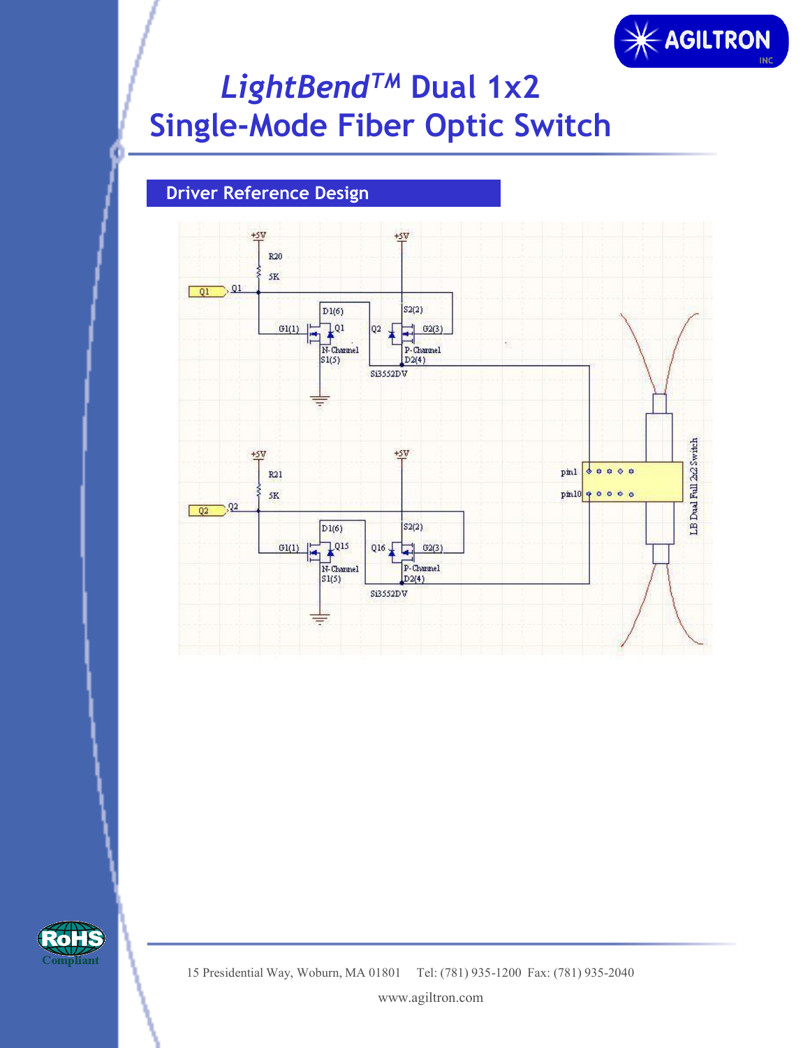# *LightBend™* Dual 1x2 Single-Mode Fiber Optic Switch

## Driver Reference Design

+5V
R20
5K
Q1
Q1
D1(6)
G1(1)
Q1
N-Channel
S1(5)
+5V
S2(2)
Q2
G2(3)
P-Channel
D2(4)
Si3552DV

+5V
R21
5K
Q2
Q2
D1(6)
G1(1)
Q15
N-Channel
S1(5)
+5V
S2(2)
Q16
G2(3)
P-Channel
D2(4)
Si3552DV

pin1
pin10
LB Dual Full 2x2 Switch

15 Presidential Way, Woburn, MA 01801 Tel: (781) 935-1200 Fax: (781) 935-2040

www.agiltron.com